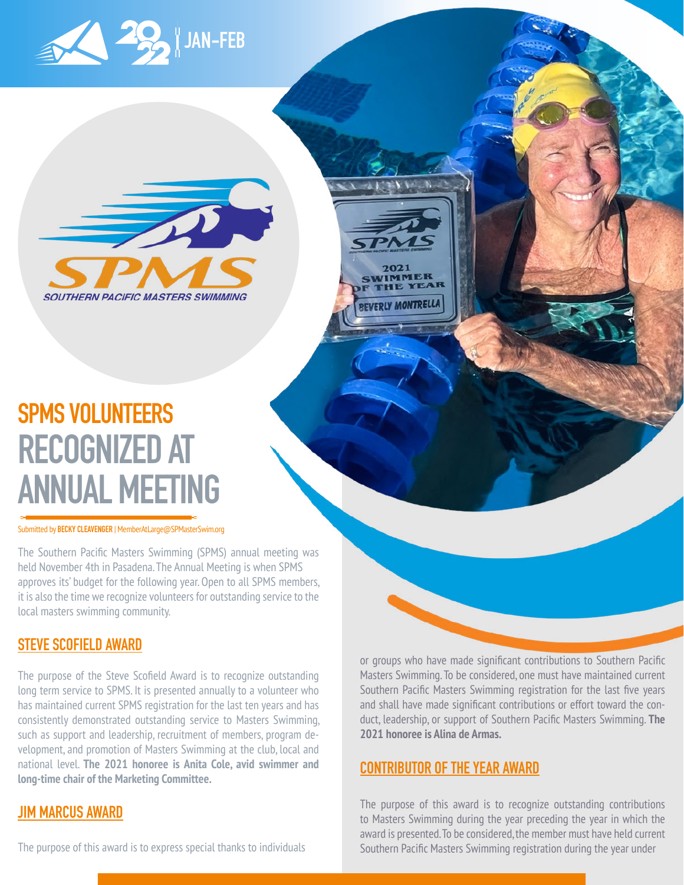# SPMS VOLUNTEERS RECOGNIZED AT ANNUAL MEETING

Submitted by **BECKY CLEAVENGER** | MemberAtLarge@SPMasterSwim.org

The Southern Pacific Masters Swimming (SPMS) annual meeting was held November 4th in Pasadena. The Annual Meeting is when SPMS approves its' budget for the following year. Open to all SPMS members, it is also the time we recognize volunteers for outstanding service to the local masters swimming community.

## STEVE SCOFIELD AWARD

The purpose of the Steve Scofield Award is to recognize outstanding long term service to SPMS. It is presented annually to a volunteer who has maintained current SPMS registration for the last ten years and has consistently demonstrated outstanding service to Masters Swimming, such as support and leadership, recruitment of members, program development, and promotion of Masters Swimming at the club, local and national level. **The 2021 honoree is Anita Cole, avid swimmer and long-time chair of the Marketing Committee.**

## JIM MARCUS AWARD

The purpose of this award is to express special thanks to individuals or groups who have made significant contributions to Southern Pacific Masters Swimming. To be considered, one must have maintained current Southern Pacific Masters Swimming registration for the last five years and shall have made significant contributions or effort toward the conduct, leadership, or support of Southern Pacific Masters Swimming. **The 2021 honoree is Alina de Armas.**

## CONTRIBUTOR OF THE YEAR AWARD

The purpose of this award is to recognize outstanding contributions to Masters Swimming during the year preceding the year in which the award is presented. To be considered, the member must have held current Southern Pacific Masters Swimming registration during the year under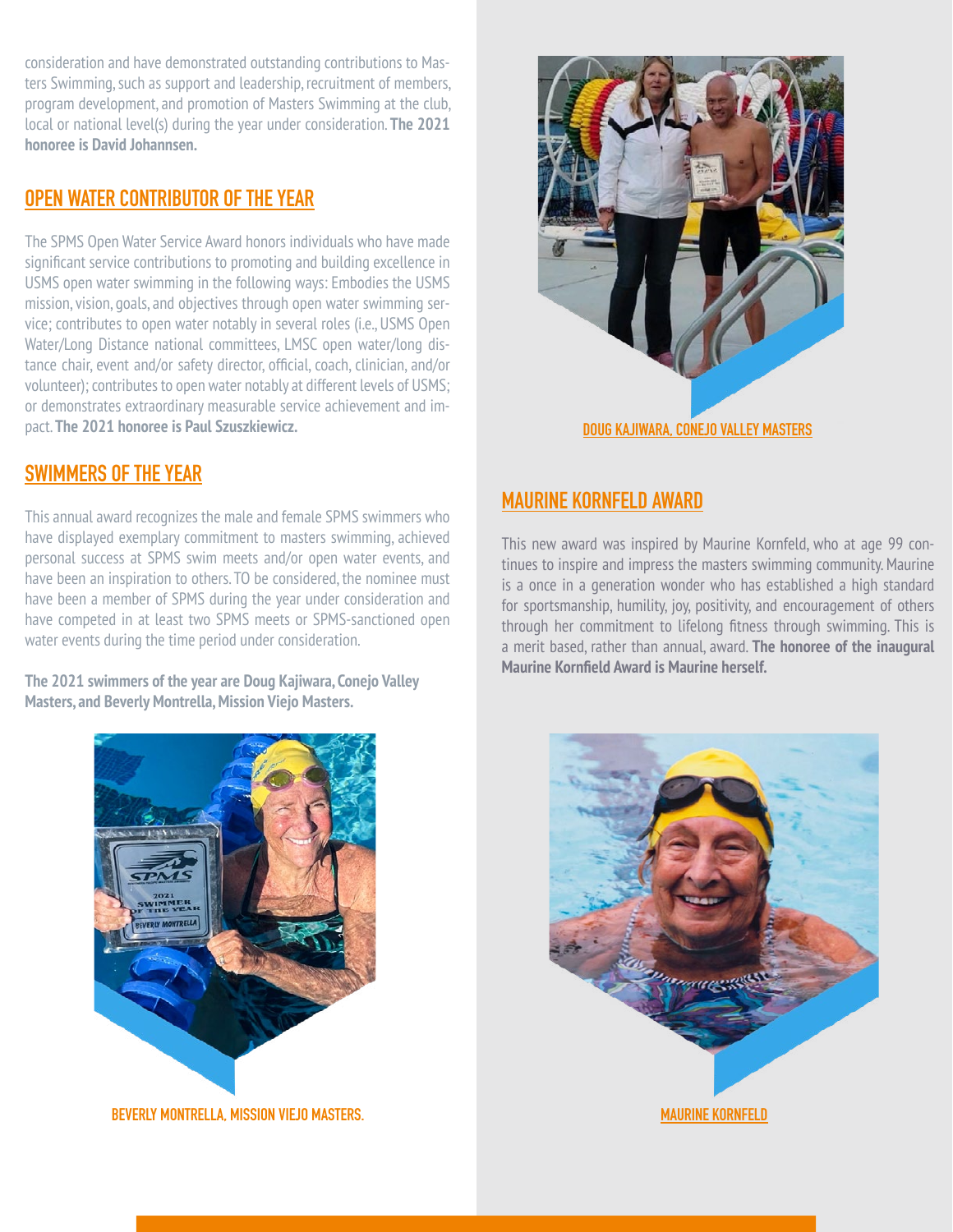consideration and have demonstrated outstanding contributions to Masters Swimming, such as support and leadership, recruitment of members, program development, and promotion of Masters Swimming at the club, local or national level(s) during the year under consideration. **The 2021 honoree is David Johannsen.**

## OPEN WATER CONTRIBUTOR OF THE YEAR

The SPMS Open Water Service Award honors individuals who have made significant service contributions to promoting and building excellence in USMS open water swimming in the following ways: Embodies the USMS mission, vision, goals, and objectives through open water swimming service; contributes to open water notably in several roles (i.e., USMS Open Water/Long Distance national committees, LMSC open water/long distance chair, event and/or safety director, official, coach, clinician, and/or volunteer); contributes to open water notably at different levels of USMS; or demonstrates extraordinary measurable service achievement and impact. **The 2021 honoree is Paul Szuszkiewicz.**

## SWIMMERS OF THE YEAR

This annual award recognizes the male and female SPMS swimmers who have displayed exemplary commitment to masters swimming, achieved personal success at SPMS swim meets and/or open water events, and have been an inspiration to others. TO be considered, the nominee must have been a member of SPMS during the year under consideration and have competed in at least two SPMS meets or SPMS-sanctioned open water events during the time period under consideration.

**The 2021 swimmers of the year are Doug Kajiwara, Conejo Valley Masters, and Beverly Montrella, Mission Viejo Masters.**

BEVERLY MONTRELLA, MISSION VIEJO MASTERS.

DOUG KAJIWARA, CONEJO VALLEY MASTERS

## MAURINE KORNFELD AWARD

This new award was inspired by Maurine Kornfeld, who at age 99 continues to inspire and impress the masters swimming community. Maurine is a once in a generation wonder who has established a high standard for sportsmanship, humility, joy, positivity, and encouragement of others through her commitment to lifelong fitness through swimming. This is a merit based, rather than annual, award. **The honoree of the inaugural Maurine Kornfeld Award is Maurine herself.**

MAURINE KORNFELD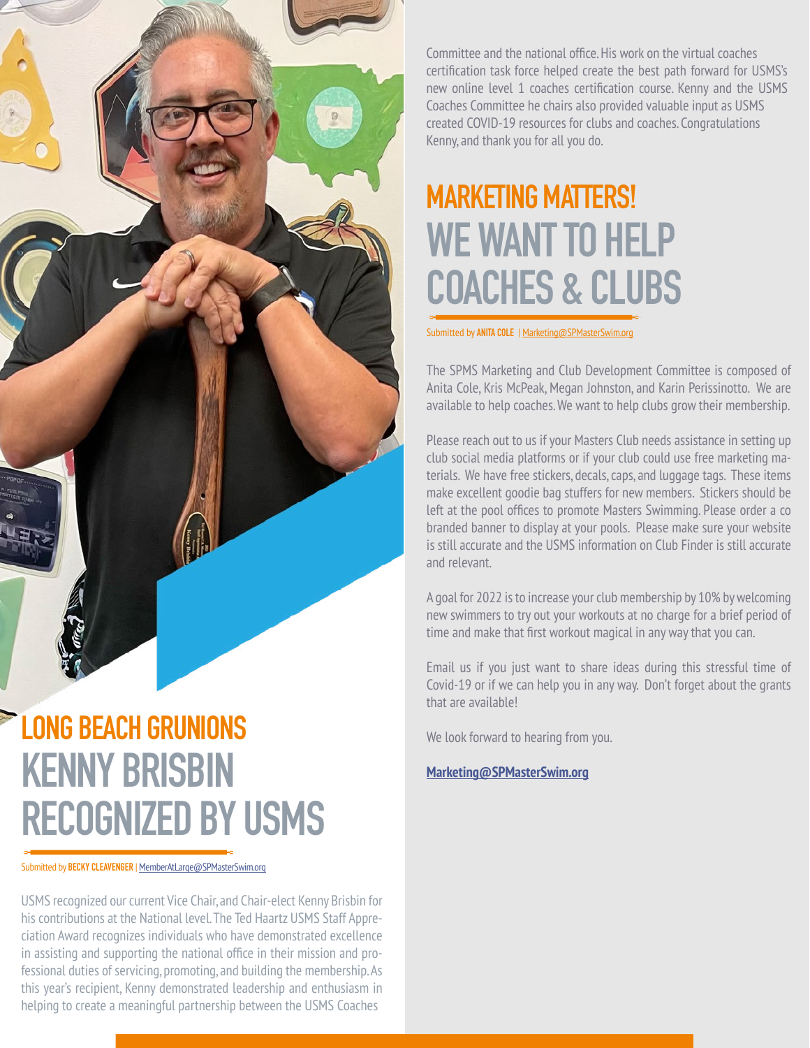## LONG BEACH GRUNIONS
# KENNY BRISBIN RECOGNIZED BY USMS

Submitted by **BECKY CLEAVENGER** | MemberAtLarge@SPMasterSwim.org

USMS recognized our current Vice Chair, and Chair-elect Kenny Brisbin for his contributions at the National level. The Ted Haartz USMS Staff Appreciation Award recognizes individuals who have demonstrated excellence in assisting and supporting the national office in their mission and professional duties of servicing, promoting, and building the membership. As this year's recipient, Kenny demonstrated leadership and enthusiasm in helping to create a meaningful partnership between the USMS Coaches Committee and the national office. His work on the virtual coaches certification task force helped create the best path forward for USMS's new online level 1 coaches certification course. Kenny and the USMS Coaches Committee he chairs also provided valuable input as USMS created COVID-19 resources for clubs and coaches. Congratulations Kenny, and thank you for all you do.

## MARKETING MATTERS!
# WE WANT TO HELP COACHES & CLUBS

Submitted by **ANITA COLE** | Marketing@SPMasterSwim.org

The SPMS Marketing and Club Development Committee is composed of Anita Cole, Kris McPeak, Megan Johnston, and Karin Perissinotto. We are available to help coaches. We want to help clubs grow their membership.

Please reach out to us if your Masters Club needs assistance in setting up club social media platforms or if your club could use free marketing materials. We have free stickers, decals, caps, and luggage tags. These items make excellent goodie bag stuffers for new members. Stickers should be left at the pool offices to promote Masters Swimming. Please order a co branded banner to display at your pools. Please make sure your website is still accurate and the USMS information on Club Finder is still accurate and relevant.

A goal for 2022 is to increase your club membership by 10% by welcoming new swimmers to try out your workouts at no charge for a brief period of time and make that first workout magical in any way that you can.

Email us if you just want to share ideas during this stressful time of Covid-19 or if we can help you in any way. Don't forget about the grants that are available!

We look forward to hearing from you.

**Marketing@SPMasterSwim.org**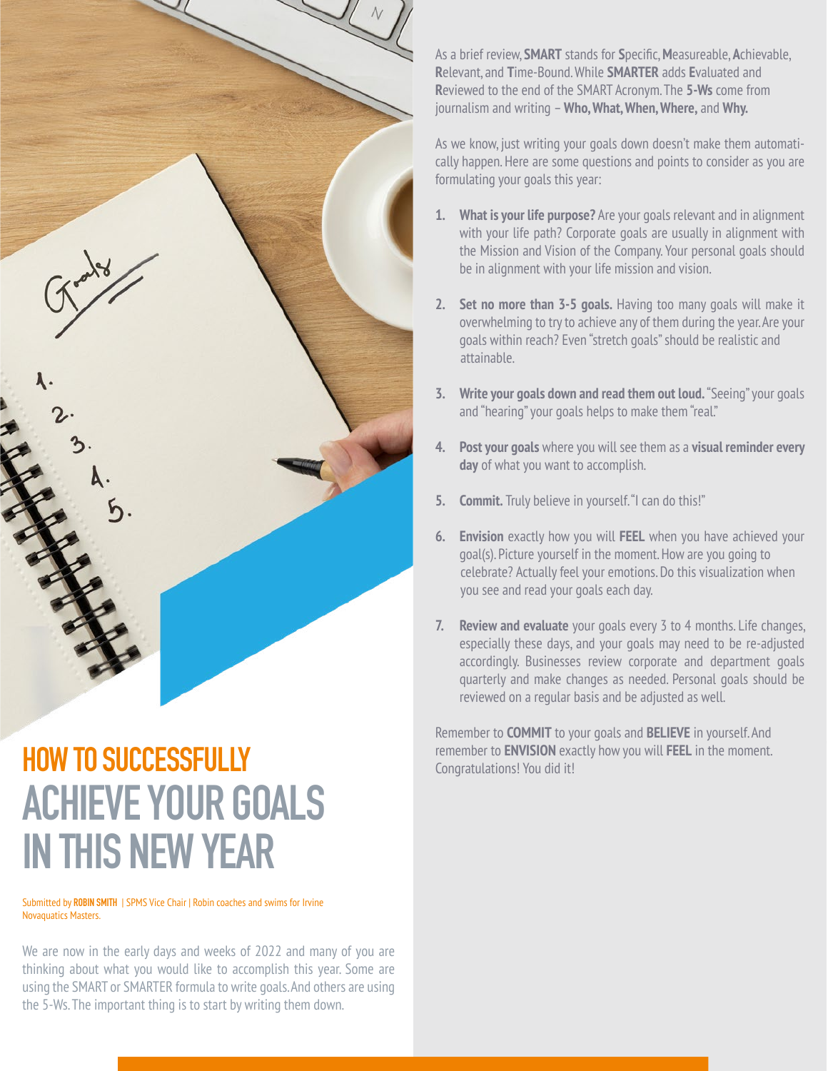# HOW TO SUCCESSFULLY ACHIEVE YOUR GOALS IN THIS NEW YEAR

Submitted by **ROBIN SMITH** | SPMS Vice Chair | Robin coaches and swims for Irvine Novaquatics Masters.

We are now in the early days and weeks of 2022 and many of you are thinking about what you would like to accomplish this year. Some are using the SMART or SMARTER formula to write goals. And others are using the 5-Ws. The important thing is to start by writing them down.

As a brief review, **SMART** stands for **S**pecific, **M**easureable, **A**chievable, **R**elevant, and **T**ime-Bound. While **SMARTER** adds **E**valuated and **R**eviewed to the end of the SMART Acronym. The **5-Ws** come from journalism and writing – **Who, What, When, Where,** and **Why.**

As we know, just writing your goals down doesn't make them automatically happen. Here are some questions and points to consider as you are formulating your goals this year:

1. **What is your life purpose?** Are your goals relevant and in alignment with your life path? Corporate goals are usually in alignment with the Mission and Vision of the Company. Your personal goals should be in alignment with your life mission and vision.

2. **Set no more than 3-5 goals.** Having too many goals will make it overwhelming to try to achieve any of them during the year. Are your goals within reach? Even "stretch goals" should be realistic and attainable.

3. **Write your goals down and read them out loud.** "Seeing" your goals and "hearing" your goals helps to make them "real."

4. **Post your goals** where you will see them as a **visual reminder every day** of what you want to accomplish.

5. **Commit.** Truly believe in yourself. "I can do this!"

6. **Envision** exactly how you will **FEEL** when you have achieved your goal(s). Picture yourself in the moment. How are you going to celebrate? Actually feel your emotions. Do this visualization when you see and read your goals each day.

7. **Review and evaluate** your goals every 3 to 4 months. Life changes, especially these days, and your goals may need to be re-adjusted accordingly. Businesses review corporate and department goals quarterly and make changes as needed. Personal goals should be reviewed on a regular basis and be adjusted as well.

Remember to **COMMIT** to your goals and **BELIEVE** in yourself. And remember to **ENVISION** exactly how you will **FEEL** in the moment. Congratulations! You did it!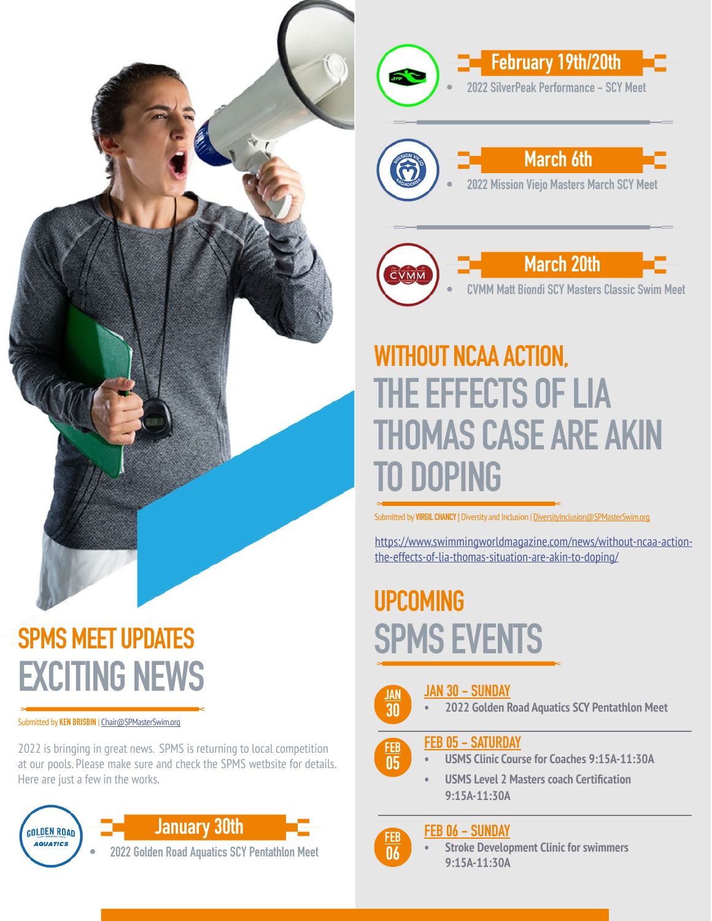## SPMS MEET UPDATES
# EXCITING NEWS

Submitted by **KEN BRISBIN** | Chair@SPMasterSwim.org

2022 is bringing in great news. SPMS is returning to local competition at our pools. Please make sure and check the SPMS wetbsite for details. Here are just a few in the works.

### January 30th
- 2022 Golden Road Aquatics SCY Pentathlon Meet

### February 19th/20th
- 2022 SilverPeak Performance - SCY Meet

### March 6th
- 2022 Mission Viejo Masters March SCY Meet

### March 20th
- CVMM Matt Biondi SCY Masters Classic Swim Meet

## WITHOUT NCAA ACTION,
# THE EFFECTS OF LIA THOMAS CASE ARE AKIN TO DOPING

Submitted by **VIRGIL CHANCY** | Diversity and Inclusion | DiversityInclusion@SPMasterSwim.org

https://www.swimmingworldmagazine.com/news/without-ncaa-action-the-effects-of-lia-thomas-situation-are-akin-to-doping/

## UPCOMING
# SPMS EVENTS

**JAN 30**

### JAN 30 - SUNDAY
- 2022 Golden Road Aquatics SCY Pentathlon Meet

**FEB 05**

### FEB 05 - SATURDAY
- USMS Clinic Course for Coaches 9:15A-11:30A
- USMS Level 2 Masters coach Certification 9:15A-11:30A

**FEB 06**

### FEB 06 - SUNDAY
- Stroke Development Clinic for swimmers 9:15A-11:30A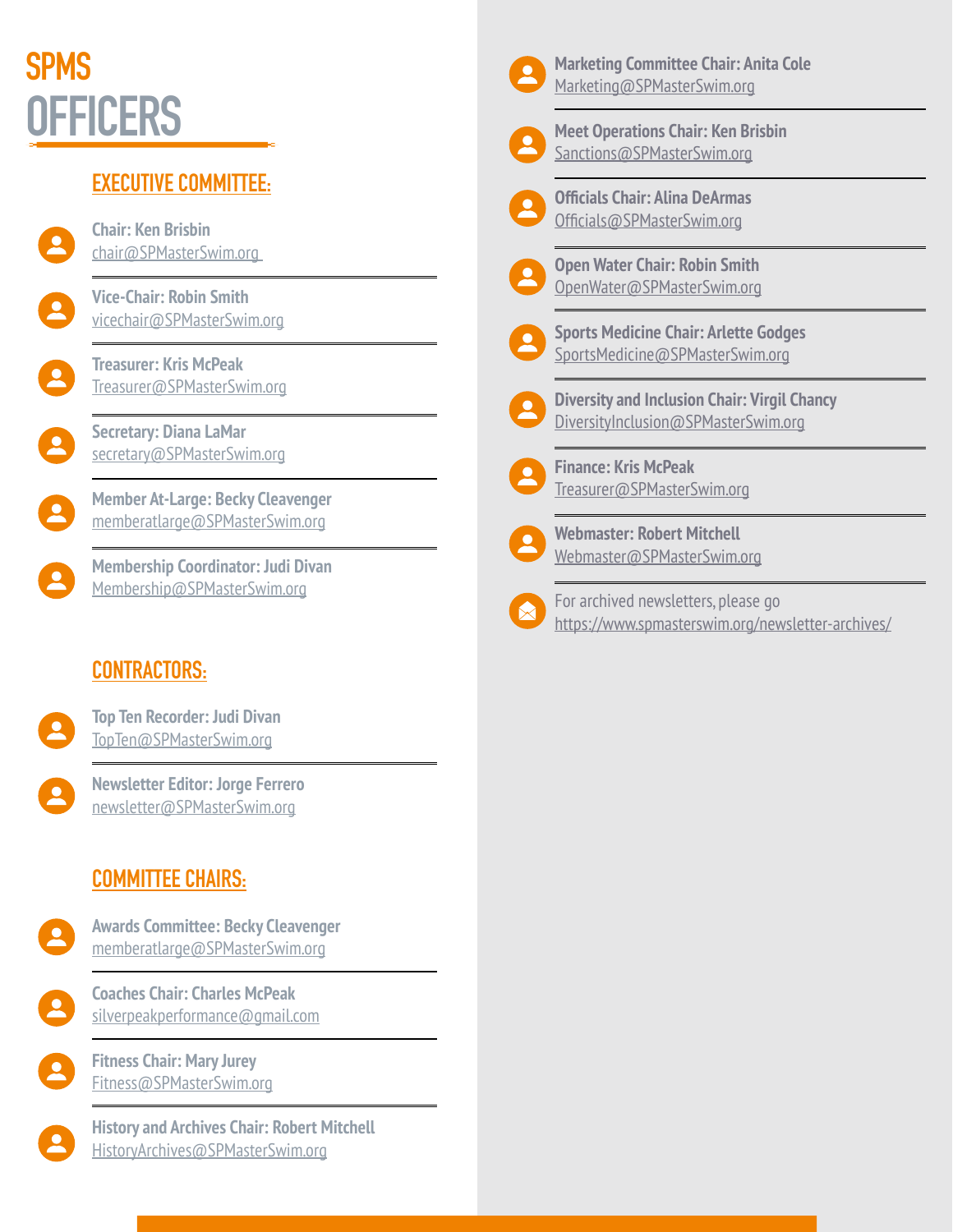# SPMS OFFICERS

## EXECUTIVE COMMITTEE:

**Chair: Ken Brisbin**
chair@SPMasterSwim.org

**Vice-Chair: Robin Smith**
vicechair@SPMasterSwim.org

**Treasurer: Kris McPeak**
Treasurer@SPMasterSwim.org

**Secretary: Diana LaMar**
secretary@SPMasterSwim.org

**Member At-Large: Becky Cleavenger**
memberatlarge@SPMasterSwim.org

**Membership Coordinator: Judi Divan**
Membership@SPMasterSwim.org

## CONTRACTORS:

**Top Ten Recorder: Judi Divan**
TopTen@SPMasterSwim.org

**Newsletter Editor: Jorge Ferrero**
newsletter@SPMasterSwim.org

## COMMITTEE CHAIRS:

**Awards Committee: Becky Cleavenger**
memberatlarge@SPMasterSwim.org

**Coaches Chair: Charles McPeak**
silverpeakperformance@gmail.com

**Fitness Chair: Mary Jurey**
Fitness@SPMasterSwim.org

**History and Archives Chair: Robert Mitchell**
HistoryArchives@SPMasterSwim.org

**Marketing Committee Chair: Anita Cole**
Marketing@SPMasterSwim.org

**Meet Operations Chair: Ken Brisbin**
Sanctions@SPMasterSwim.org

**Officials Chair: Alina DeArmas**
Officials@SPMasterSwim.org

**Open Water Chair: Robin Smith**
OpenWater@SPMasterSwim.org

**Sports Medicine Chair: Arlette Godges**
SportsMedicine@SPMasterSwim.org

**Diversity and Inclusion Chair: Virgil Chancy**
DiversityInclusion@SPMasterSwim.org

**Finance: Kris McPeak**
Treasurer@SPMasterSwim.org

**Webmaster: Robert Mitchell**
Webmaster@SPMasterSwim.org

For archived newsletters, please go
https://www.spmasterswim.org/newsletter-archives/